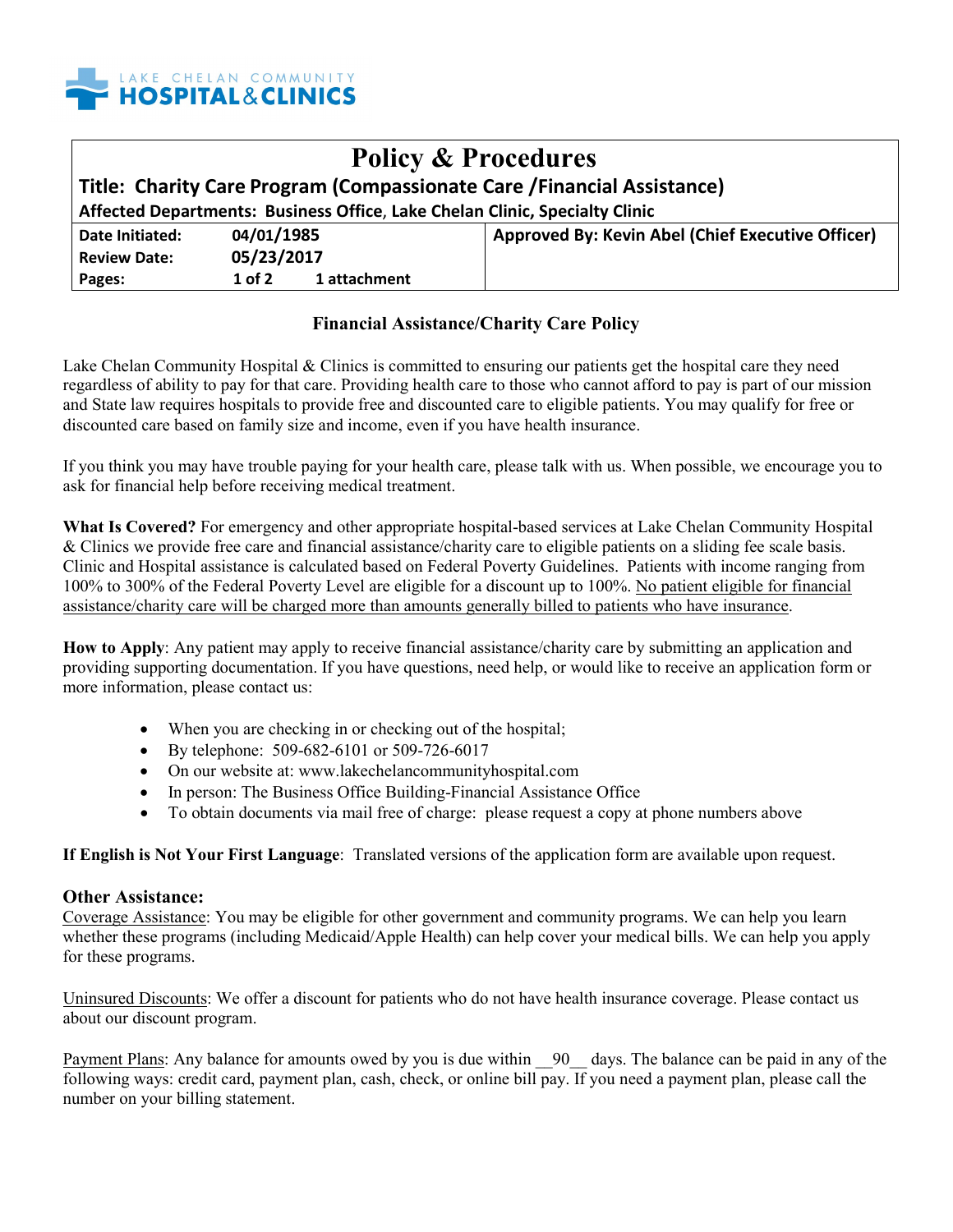LAKE CHELAN COMMUNITY **HOSPITAL & CLINICS**

# Policy & Procedures

**Title: Charity Care Program (Compassionate Care /Financial Assistance)**

**Affected Departments: Business Office, Lake Chelan Clinic, Specialty Clinic**

| | | |
|---|---|---|
| **Date Initiated:** | **04/01/1985** | **Approved By: Kevin Abel (Chief Executive Officer)** |
| **Review Date:** | **05/23/2017** | |
| **Pages:** | **1 of 2 &nbsp;&nbsp; 1 attachment** | |

## Financial Assistance/Charity Care Policy

Lake Chelan Community Hospital & Clinics is committed to ensuring our patients get the hospital care they need regardless of ability to pay for that care. Providing health care to those who cannot afford to pay is part of our mission and State law requires hospitals to provide free and discounted care to eligible patients. You may qualify for free or discounted care based on family size and income, even if you have health insurance.

If you think you may have trouble paying for your health care, please talk with us. When possible, we encourage you to ask for financial help before receiving medical treatment.

**What Is Covered?** For emergency and other appropriate hospital-based services at Lake Chelan Community Hospital & Clinics we provide free care and financial assistance/charity care to eligible patients on a sliding fee scale basis. Clinic and Hospital assistance is calculated based on Federal Poverty Guidelines. Patients with income ranging from 100% to 300% of the Federal Poverty Level are eligible for a discount up to 100%. <u>No patient eligible for financial assistance/charity care will be charged more than amounts generally billed to patients who have insurance</u>.

**How to Apply**: Any patient may apply to receive financial assistance/charity care by submitting an application and providing supporting documentation. If you have questions, need help, or would like to receive an application form or more information, please contact us:

- When you are checking in or checking out of the hospital;
- By telephone: 509-682-6101 or 509-726-6017
- On our website at: www.lakechelancommunityhospital.com
- In person: The Business Office Building-Financial Assistance Office
- To obtain documents via mail free of charge: please request a copy at phone numbers above

**If English is Not Your First Language**: Translated versions of the application form are available upon request.

### Other Assistance:

<u>Coverage Assistance</u>: You may be eligible for other government and community programs. We can help you learn whether these programs (including Medicaid/Apple Health) can help cover your medical bills. We can help you apply for these programs.

<u>Uninsured Discounts</u>: We offer a discount for patients who do not have health insurance coverage. Please contact us about our discount program.

<u>Payment Plans</u>: Any balance for amounts owed by you is due within \_\_90\_\_ days. The balance can be paid in any of the following ways: credit card, payment plan, cash, check, or online bill pay. If you need a payment plan, please call the number on your billing statement.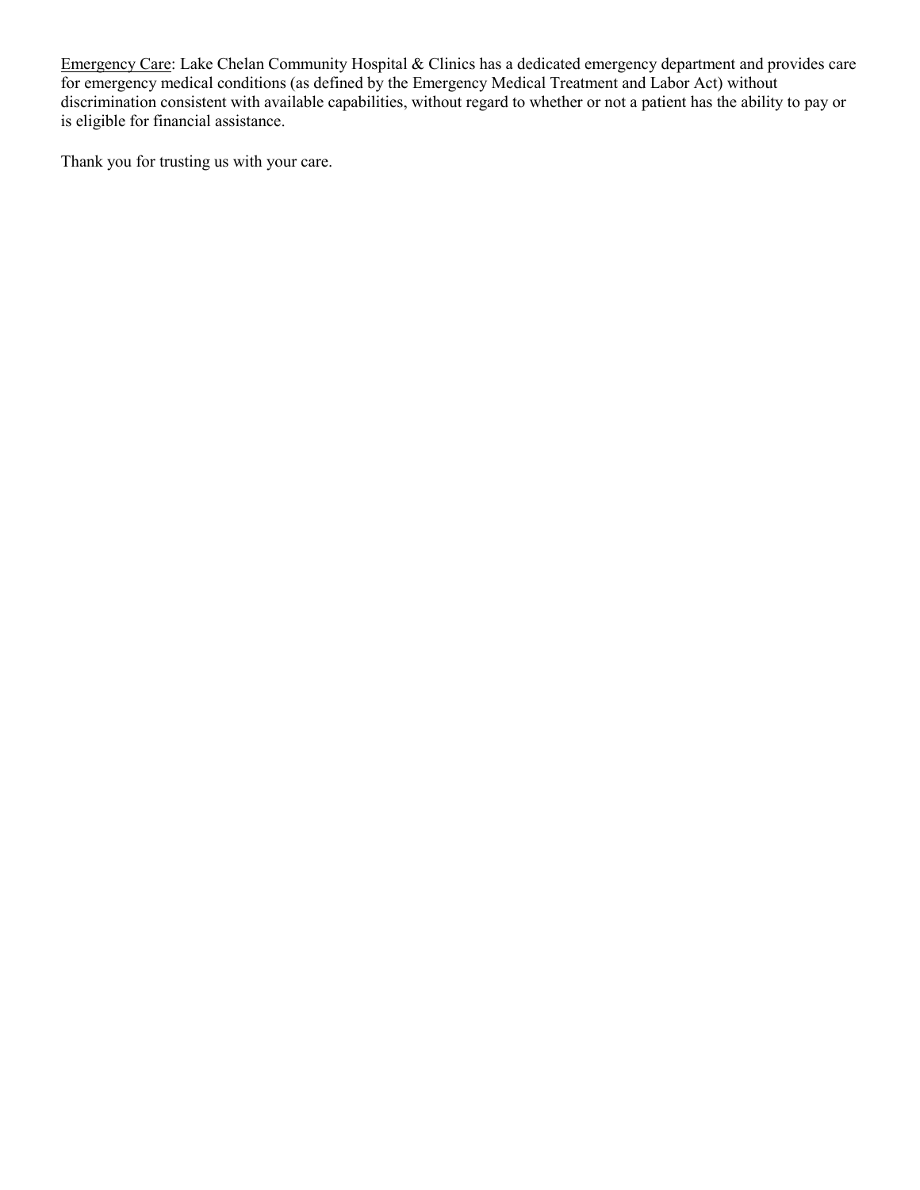Emergency Care: Lake Chelan Community Hospital & Clinics has a dedicated emergency department and provides care for emergency medical conditions (as defined by the Emergency Medical Treatment and Labor Act) without discrimination consistent with available capabilities, without regard to whether or not a patient has the ability to pay or is eligible for financial assistance.

Thank you for trusting us with your care.